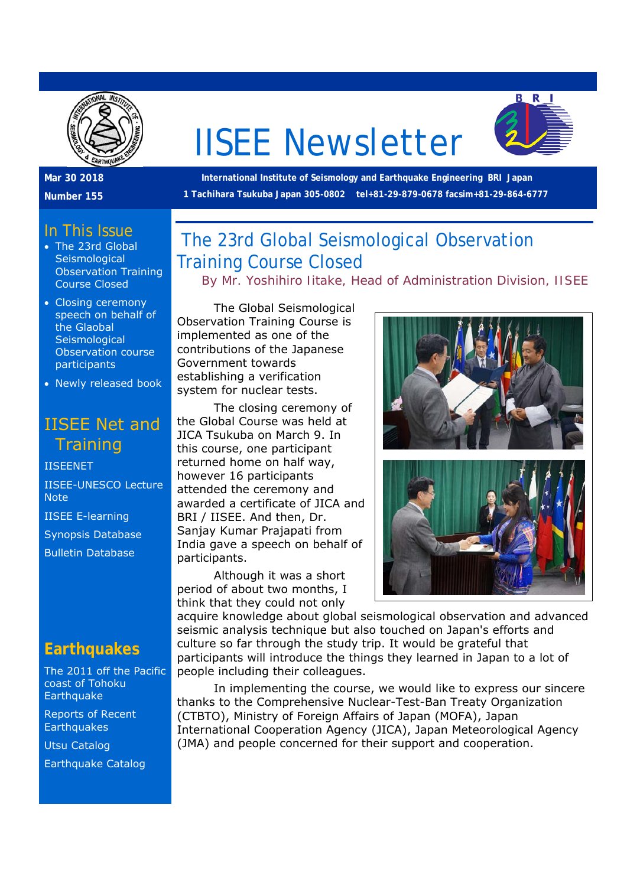# IISEE Newsletter

**Mar 30 2018**

**Number 155**

**International Institute of Seismology and Earthquake Engineering BRI Japan**

**1 Tachihara Tsukuba Japan 305-0802 tel+81-29-879-0678 facsim+81-29-864-6777**

## In This Issue

- The 23rd Global Seismological Observation Training Course Closed
- Closing ceremony speech on behalf of the Glaobal Seismological Observation course participants
- Newly released book

## IISEE Net and Training

IISEENET

IISEE-UNESCO Lecture Note

IISEE E-learning

Synopsis Database

Bulletin Database

## Earthquakes

The 2011 off the Pacific coast of Tohoku Earthquake

Reports of Recent Earthquakes

Utsu Catalog

Earthquake Catalog

## The 23rd Global Seismological Observation Training Course Closed

By Mr. Yoshihiro Iitake, Head of Administration Division, IISEE

The Global Seismological Observation Training Course is implemented as one of the contributions of the Japanese Government towards establishing a verification system for nuclear tests.

The closing ceremony of the Global Course was held at JICA Tsukuba on March 9. In this course, one participant returned home on half way, however 16 participants attended the ceremony and awarded a certificate of JICA and BRI / IISEE. And then, Dr. Sanjay Kumar Prajapati from India gave a speech on behalf of participants.

Although it was a short period of about two months, I think that they could not only acquire knowledge about global seismological observation and advanced seismic analysis technique but also touched on Japan's efforts and culture so far through the study trip. It would be grateful that participants will introduce the things they learned in Japan to a lot of people including their colleagues.

In implementing the course, we would like to express our sincere thanks to the Comprehensive Nuclear-Test-Ban Treaty Organization (CTBTO), Ministry of Foreign Affairs of Japan (MOFA), Japan International Cooperation Agency (JICA), Japan Meteorological Agency (JMA) and people concerned for their support and cooperation.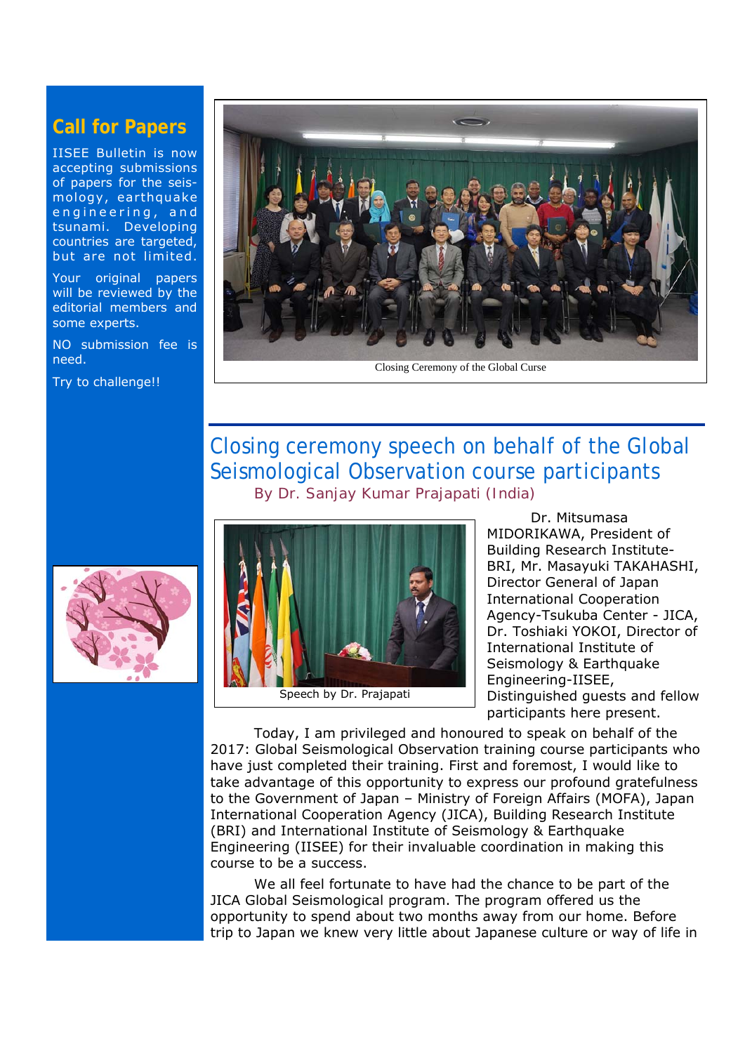## Call for Papers

IISEE Bulletin is now accepting submissions of papers for the seismology, earthquake engineering, and tsunami. Developing countries are targeted, but are not limited.

Your original papers will be reviewed by the editorial members and some experts.

NO submission fee is need.

Try to challenge!!

Closing Ceremony of the Global Curse

# Closing ceremony speech on behalf of the Global Seismological Observation course participants

By Dr. Sanjay Kumar Prajapati (India)

Speech by Dr. Prajapati

Dr. Mitsumasa MIDORIKAWA, President of Building Research Institute-BRI, Mr. Masayuki TAKAHASHI, Director General of Japan International Cooperation Agency-Tsukuba Center - JICA, Dr. Toshiaki YOKOI, Director of International Institute of Seismology & Earthquake Engineering-IISEE, Distinguished guests and fellow participants here present.

Today, I am privileged and honoured to speak on behalf of the 2017: Global Seismological Observation training course participants who have just completed their training. First and foremost, I would like to take advantage of this opportunity to express our profound gratefulness to the Government of Japan – Ministry of Foreign Affairs (MOFA), Japan International Cooperation Agency (JICA), Building Research Institute (BRI) and International Institute of Seismology & Earthquake Engineering (IISEE) for their invaluable coordination in making this course to be a success.

We all feel fortunate to have had the chance to be part of the JICA Global Seismological program. The program offered us the opportunity to spend about two months away from our home. Before trip to Japan we knew very little about Japanese culture or way of life in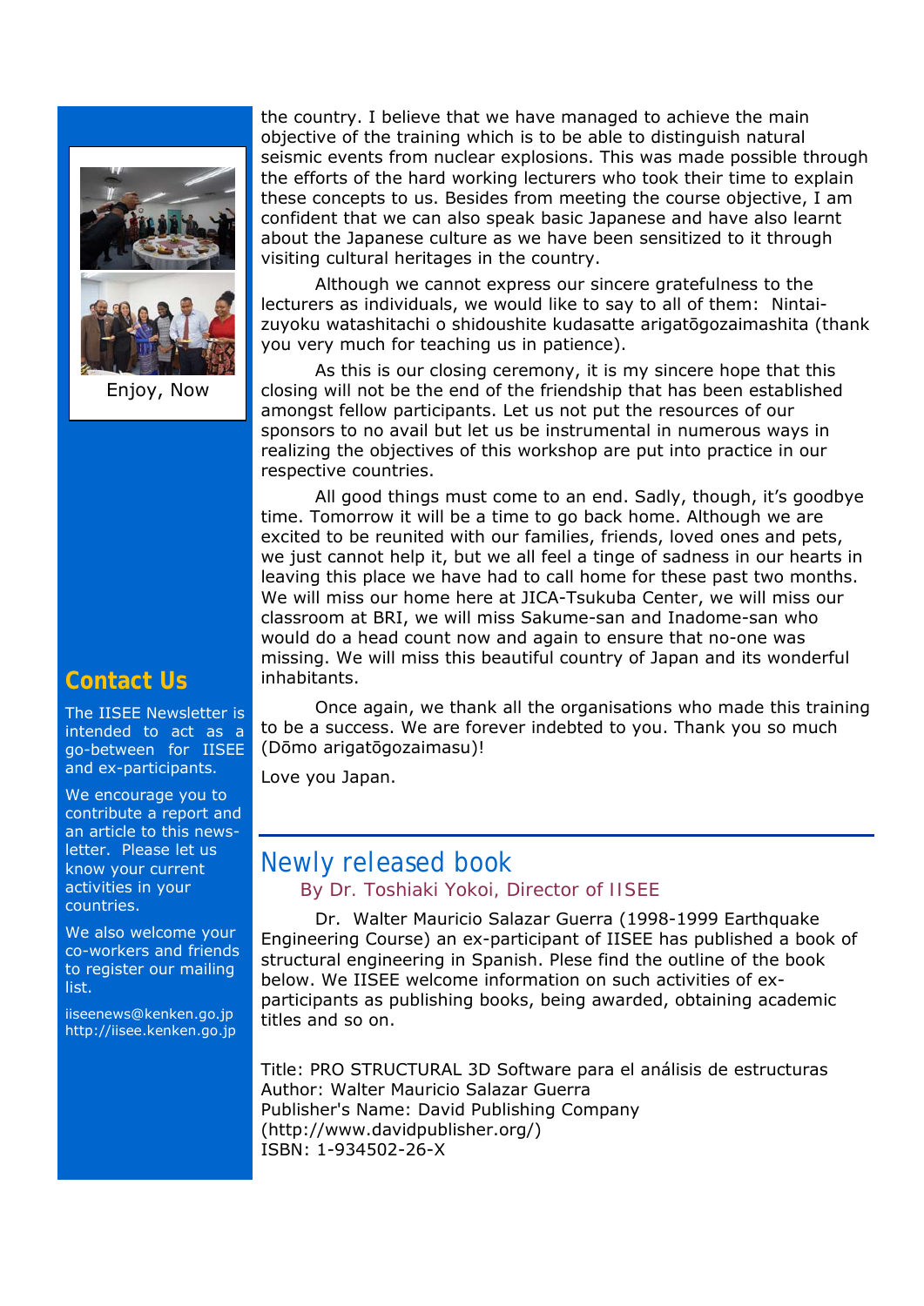the country. I believe that we have managed to achieve the main objective of the training which is to be able to distinguish natural seismic events from nuclear explosions. This was made possible through the efforts of the hard working lecturers who took their time to explain these concepts to us. Besides from meeting the course objective, I am confident that we can also speak basic Japanese and have also learnt about the Japanese culture as we have been sensitized to it through visiting cultural heritages in the country.

Although we cannot express our sincere gratefulness to the lecturers as individuals, we would like to say to all of them: Nintai-zuyoku watashitachi o shidoushite kudasatte arigatōgozaimashita (thank you very much for teaching us in patience).

As this is our closing ceremony, it is my sincere hope that this closing will not be the end of the friendship that has been established amongst fellow participants. Let us not put the resources of our sponsors to no avail but let us be instrumental in numerous ways in realizing the objectives of this workshop are put into practice in our respective countries.

All good things must come to an end. Sadly, though, it's goodbye time. Tomorrow it will be a time to go back home. Although we are excited to be reunited with our families, friends, loved ones and pets, we just cannot help it, but we all feel a tinge of sadness in our hearts in leaving this place we have had to call home for these past two months. We will miss our home here at JICA-Tsukuba Center, we will miss our classroom at BRI, we will miss Sakume-san and Inadome-san who would do a head count now and again to ensure that no-one was missing. We will miss this beautiful country of Japan and its wonderful inhabitants.

Once again, we thank all the organisations who made this training to be a success. We are forever indebted to you. Thank you so much (Dōmo arigatōgozaimasu)!

Love you Japan.

Enjoy, Now

## Newly released book

By Dr. Toshiaki Yokoi, Director of IISEE

Dr. Walter Mauricio Salazar Guerra (1998-1999 Earthquake Engineering Course) an ex-participant of IISEE has published a book of structural engineering in Spanish. Plese find the outline of the book below. We IISEE welcome information on such activities of ex-participants as publishing books, being awarded, obtaining academic titles and so on.

Title: PRO STRUCTURAL 3D Software para el análisis de estructuras
Author: Walter Mauricio Salazar Guerra
Publisher's Name: David Publishing Company
(http://www.davidpublisher.org/)
ISBN: 1-934502-26-X

## Contact Us

The IISEE Newsletter is intended to act as a go-between for IISEE and ex-participants.

We encourage you to contribute a report and an article to this newsletter. Please let us know your current activities in your countries.

We also welcome your co-workers and friends to register our mailing list.

iiseenews@kenken.go.jp
http://iisee.kenken.go.jp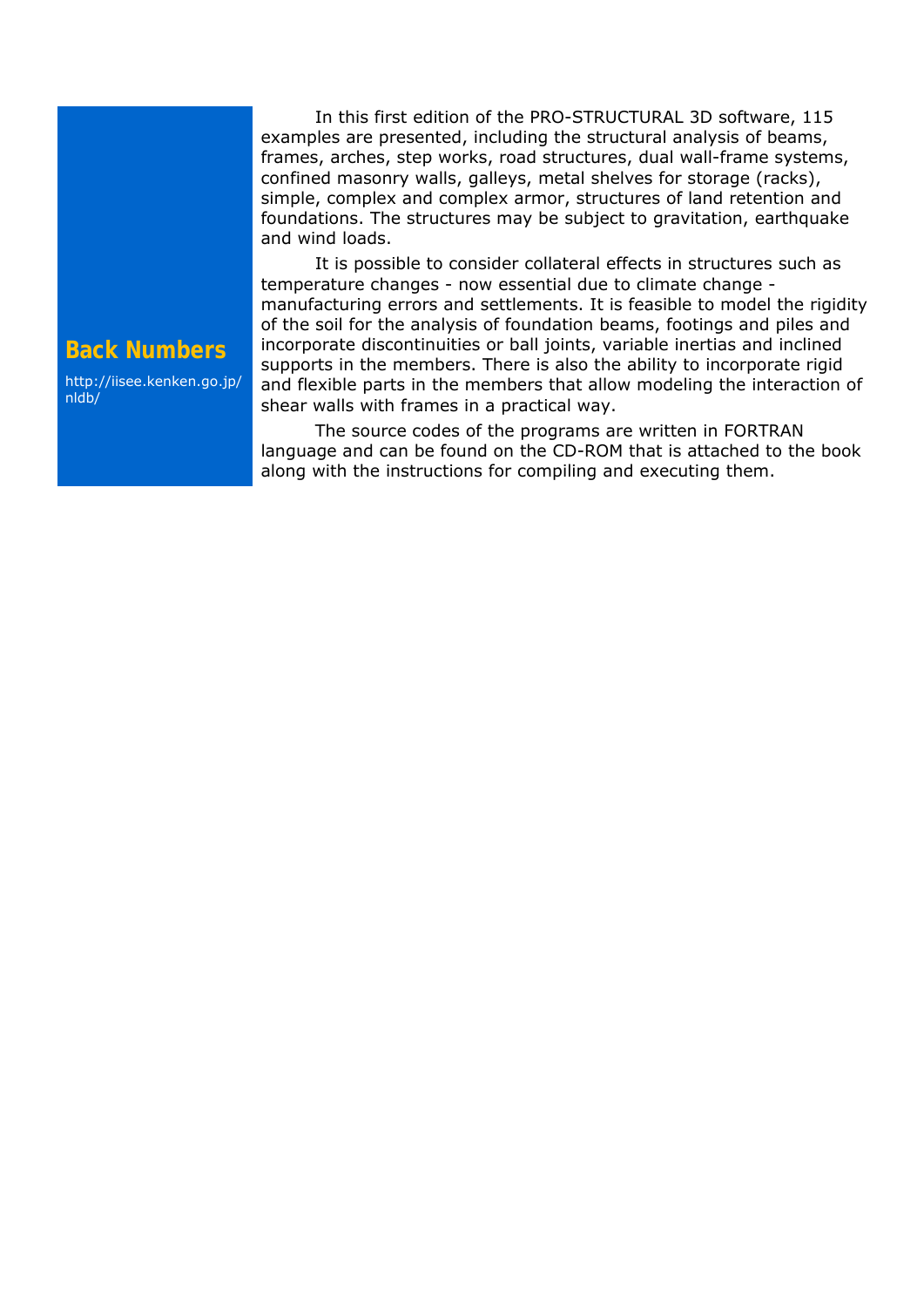## Back Numbers

http://iisee.kenken.go.jp/nldb/

In this first edition of the PRO-STRUCTURAL 3D software, 115 examples are presented, including the structural analysis of beams, frames, arches, step works, road structures, dual wall-frame systems, confined masonry walls, galleys, metal shelves for storage (racks), simple, complex and complex armor, structures of land retention and foundations. The structures may be subject to gravitation, earthquake and wind loads.

It is possible to consider collateral effects in structures such as temperature changes - now essential due to climate change - manufacturing errors and settlements. It is feasible to model the rigidity of the soil for the analysis of foundation beams, footings and piles and incorporate discontinuities or ball joints, variable inertias and inclined supports in the members. There is also the ability to incorporate rigid and flexible parts in the members that allow modeling the interaction of shear walls with frames in a practical way.

The source codes of the programs are written in FORTRAN language and can be found on the CD-ROM that is attached to the book along with the instructions for compiling and executing them.